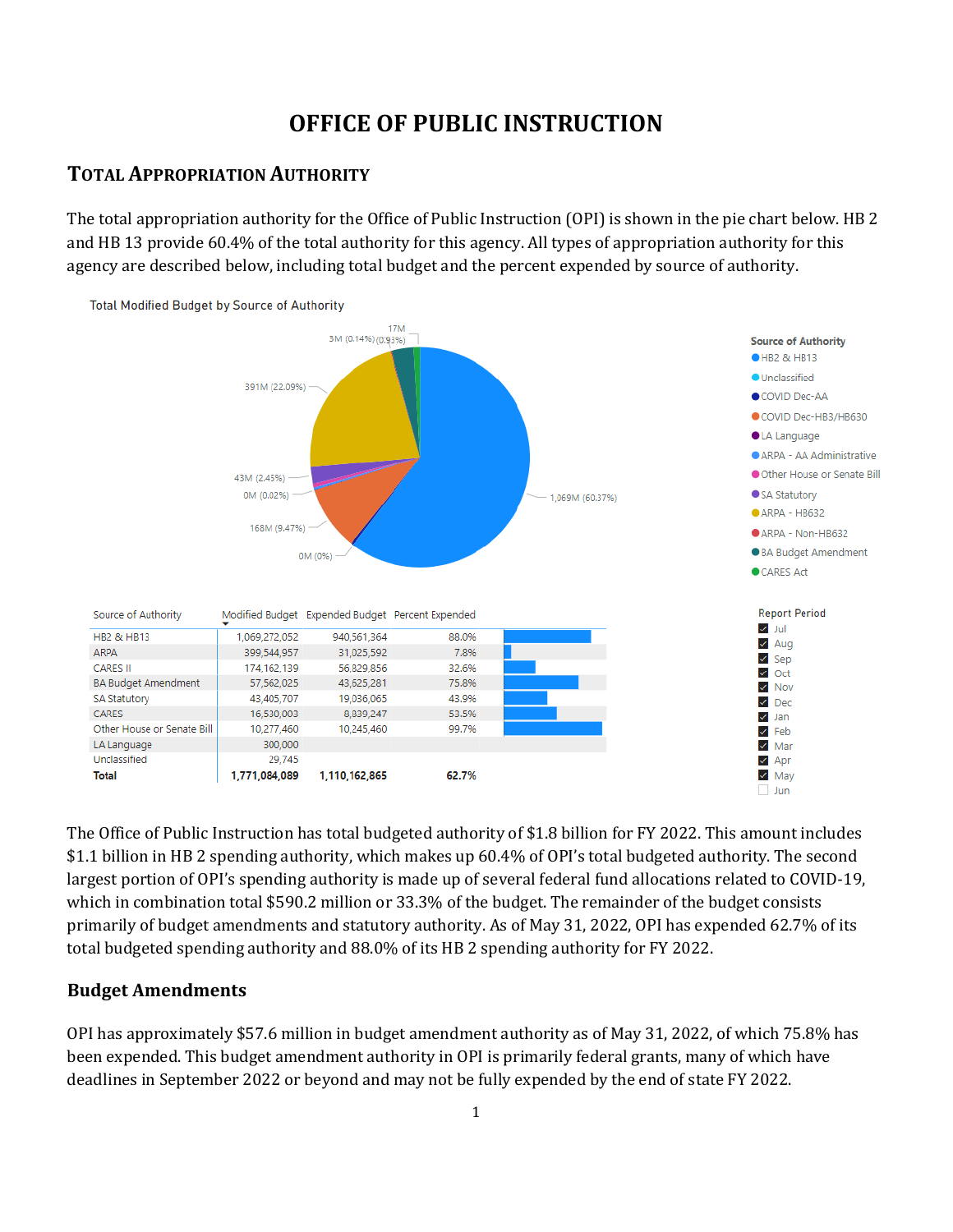# OFFICE OF PUBLIC INSTRUCTION

## TOTAL APPROPRIATION AUTHORITY

The total appropriation authority for the Office of Public Instruction (OPI) is shown in the pie chart below. HB 2 and HB 13 provide 60.4% of the total authority for this agency. All types of appropriation authority for this agency are described below, including total budget and the percent expended by source of authority.

Total Modified Budget by Source of Authority

Source of Authority: HB2 & HB13 — 1,069M (60.37%); ARPA - HB632 — 391M (22.09%); COVID Dec-HB3/HB630 — 168M (9.47%); SA Statutory — 43M (2.45%); BA Budget Amendment — 57M; CARES Act — 17M (0.93%); Other House or Senate Bill — 3M (0.14%); 0M (0.02%); 0M (0%)

Legend: HB2 & HB13, Unclassified, COVID Dec-AA, COVID Dec-HB3/HB630, LA Language, ARPA - AA Administrative, Other House or Senate Bill, SA Statutory, ARPA - HB632, ARPA - Non-HB632, BA Budget Amendment, CARES Act

| Source of Authority | Modified Budget | Expended Budget | Percent Expended |
|---|---|---|---|
| HB2 & HB13 | 1,069,272,052 | 940,561,364 | 88.0% |
| ARPA | 399,544,957 | 31,025,592 | 7.8% |
| CARES II | 174,162,139 | 56,829,856 | 32.6% |
| BA Budget Amendment | 57,562,025 | 43,625,281 | 75.8% |
| SA Statutory | 43,405,707 | 19,036,065 | 43.9% |
| CARES | 16,530,003 | 8,839,247 | 53.5% |
| Other House or Senate Bill | 10,277,460 | 10,245,460 | 99.7% |
| LA Language | 300,000 | | |
| Unclassified | 29,745 | | |
| **Total** | **1,771,084,089** | **1,110,162,865** | **62.7%** |

Report Period: Jul, Aug, Sep, Oct, Nov, Dec, Jan, Feb, Mar, Apr, May (checked); Jun (unchecked)

The Office of Public Instruction has total budgeted authority of $1.8 billion for FY 2022. This amount includes $1.1 billion in HB 2 spending authority, which makes up 60.4% of OPI's total budgeted authority. The second largest portion of OPI's spending authority is made up of several federal fund allocations related to COVID-19, which in combination total $590.2 million or 33.3% of the budget. The remainder of the budget consists primarily of budget amendments and statutory authority. As of May 31, 2022, OPI has expended 62.7% of its total budgeted spending authority and 88.0% of its HB 2 spending authority for FY 2022.

### Budget Amendments

OPI has approximately $57.6 million in budget amendment authority as of May 31, 2022, of which 75.8% has been expended. This budget amendment authority in OPI is primarily federal grants, many of which have deadlines in September 2022 or beyond and may not be fully expended by the end of state FY 2022.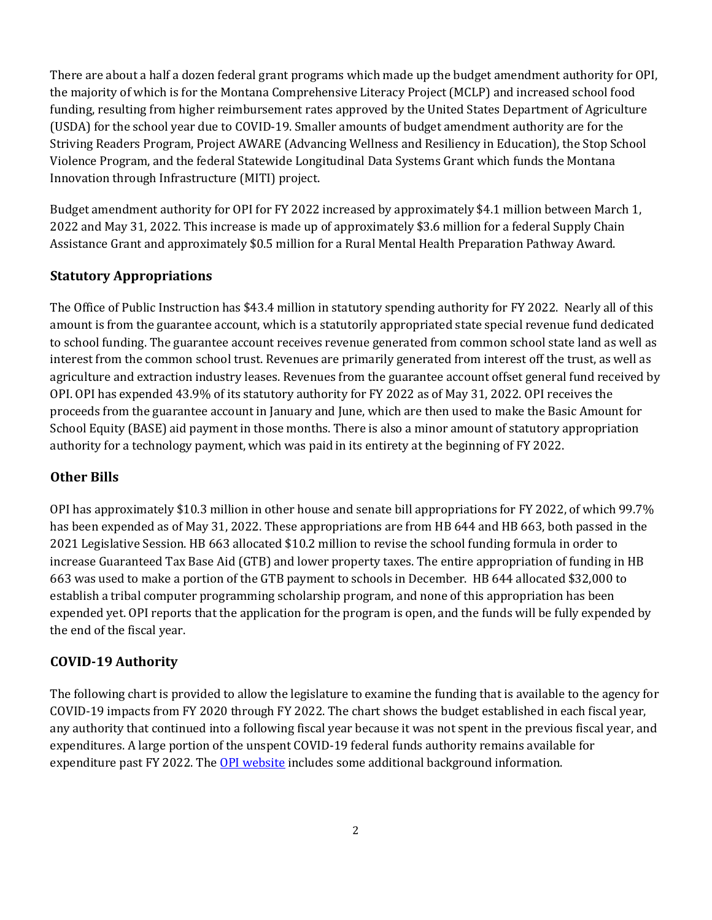There are about a half a dozen federal grant programs which made up the budget amendment authority for OPI, the majority of which is for the Montana Comprehensive Literacy Project (MCLP) and increased school food funding, resulting from higher reimbursement rates approved by the United States Department of Agriculture (USDA) for the school year due to COVID-19. Smaller amounts of budget amendment authority are for the Striving Readers Program, Project AWARE (Advancing Wellness and Resiliency in Education), the Stop School Violence Program, and the federal Statewide Longitudinal Data Systems Grant which funds the Montana Innovation through Infrastructure (MITI) project.

Budget amendment authority for OPI for FY 2022 increased by approximately $4.1 million between March 1, 2022 and May 31, 2022. This increase is made up of approximately $3.6 million for a federal Supply Chain Assistance Grant and approximately $0.5 million for a Rural Mental Health Preparation Pathway Award.

### Statutory Appropriations

The Office of Public Instruction has $43.4 million in statutory spending authority for FY 2022. Nearly all of this amount is from the guarantee account, which is a statutorily appropriated state special revenue fund dedicated to school funding. The guarantee account receives revenue generated from common school state land as well as interest from the common school trust. Revenues are primarily generated from interest off the trust, as well as agriculture and extraction industry leases. Revenues from the guarantee account offset general fund received by OPI. OPI has expended 43.9% of its statutory authority for FY 2022 as of May 31, 2022. OPI receives the proceeds from the guarantee account in January and June, which are then used to make the Basic Amount for School Equity (BASE) aid payment in those months. There is also a minor amount of statutory appropriation authority for a technology payment, which was paid in its entirety at the beginning of FY 2022.

### Other Bills

OPI has approximately $10.3 million in other house and senate bill appropriations for FY 2022, of which 99.7% has been expended as of May 31, 2022. These appropriations are from HB 644 and HB 663, both passed in the 2021 Legislative Session. HB 663 allocated $10.2 million to revise the school funding formula in order to increase Guaranteed Tax Base Aid (GTB) and lower property taxes. The entire appropriation of funding in HB 663 was used to make a portion of the GTB payment to schools in December. HB 644 allocated $32,000 to establish a tribal computer programming scholarship program, and none of this appropriation has been expended yet. OPI reports that the application for the program is open, and the funds will be fully expended by the end of the fiscal year.

### COVID-19 Authority

The following chart is provided to allow the legislature to examine the funding that is available to the agency for COVID-19 impacts from FY 2020 through FY 2022. The chart shows the budget established in each fiscal year, any authority that continued into a following fiscal year because it was not spent in the previous fiscal year, and expenditures. A large portion of the unspent COVID-19 federal funds authority remains available for expenditure past FY 2022. The [OPI website](OPI website) includes some additional background information.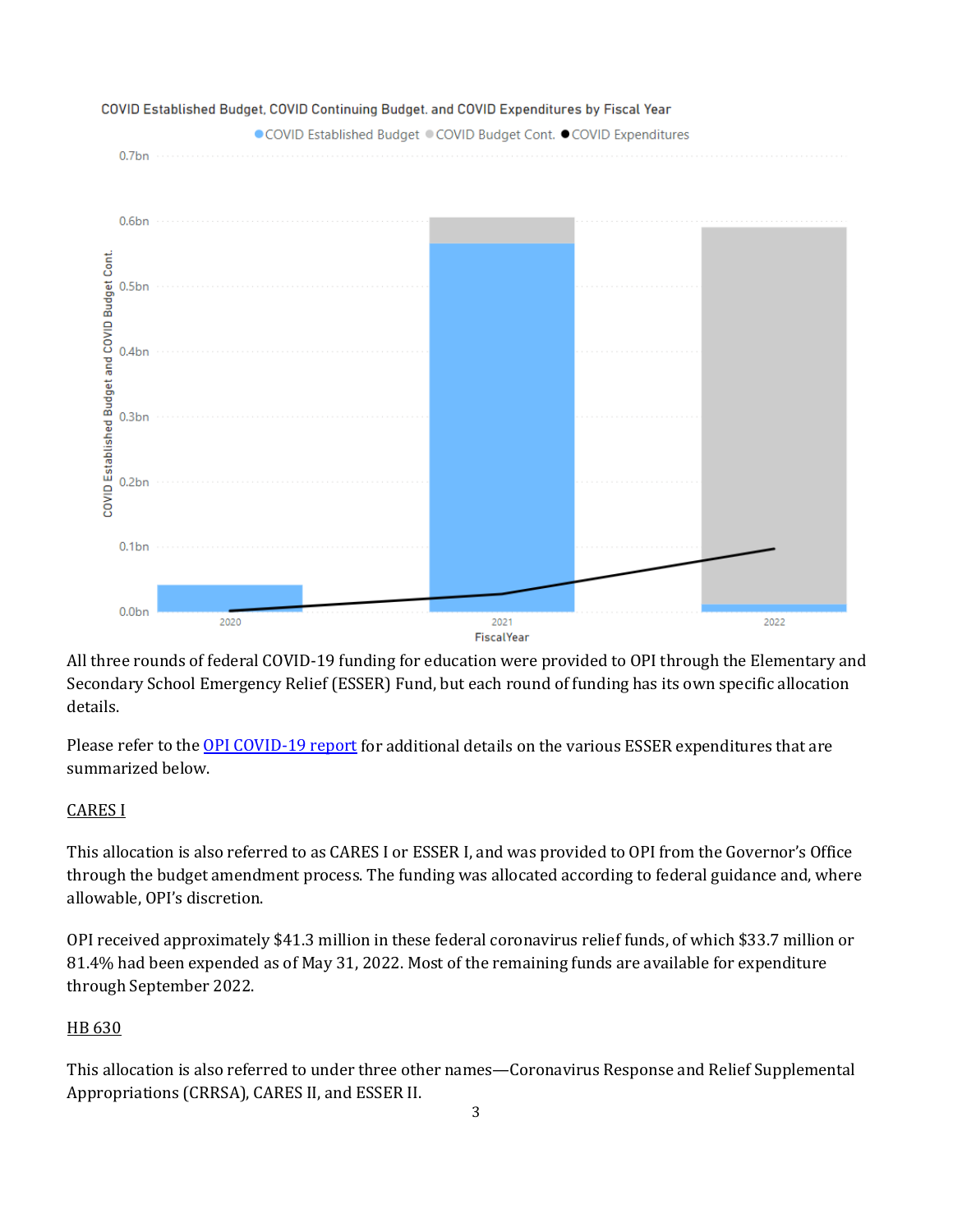COVID Established Budget, COVID Continuing Budget, and COVID Expenditures by Fiscal Year

All three rounds of federal COVID-19 funding for education were provided to OPI through the Elementary and Secondary School Emergency Relief (ESSER) Fund, but each round of funding has its own specific allocation details.

Please refer to the [OPI COVID-19 report]() for additional details on the various ESSER expenditures that are summarized below.

## CARES I

This allocation is also referred to as CARES I or ESSER I, and was provided to OPI from the Governor's Office through the budget amendment process. The funding was allocated according to federal guidance and, where allowable, OPI's discretion.

OPI received approximately $41.3 million in these federal coronavirus relief funds, of which $33.7 million or 81.4% had been expended as of May 31, 2022. Most of the remaining funds are available for expenditure through September 2022.

## HB 630

This allocation is also referred to under three other names—Coronavirus Response and Relief Supplemental Appropriations (CRRSA), CARES II, and ESSER II.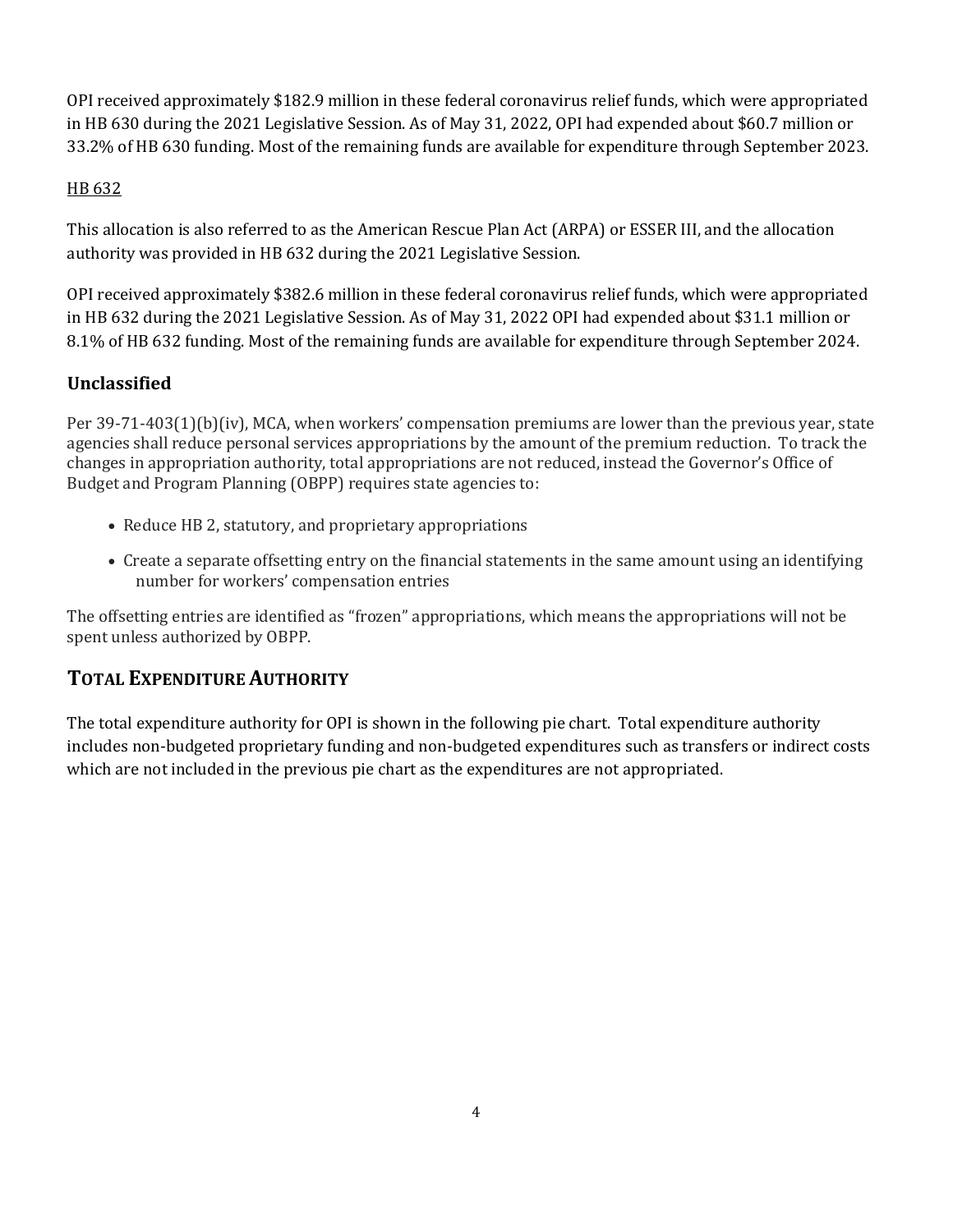OPI received approximately $182.9 million in these federal coronavirus relief funds, which were appropriated in HB 630 during the 2021 Legislative Session. As of May 31, 2022, OPI had expended about $60.7 million or 33.2% of HB 630 funding. Most of the remaining funds are available for expenditure through September 2023.

HB 632

This allocation is also referred to as the American Rescue Plan Act (ARPA) or ESSER III, and the allocation authority was provided in HB 632 during the 2021 Legislative Session.

OPI received approximately $382.6 million in these federal coronavirus relief funds, which were appropriated in HB 632 during the 2021 Legislative Session. As of May 31, 2022 OPI had expended about $31.1 million or 8.1% of HB 632 funding. Most of the remaining funds are available for expenditure through September 2024.

### Unclassified

Per 39-71-403(1)(b)(iv), MCA, when workers' compensation premiums are lower than the previous year, state agencies shall reduce personal services appropriations by the amount of the premium reduction. To track the changes in appropriation authority, total appropriations are not reduced, instead the Governor's Office of Budget and Program Planning (OBPP) requires state agencies to:

- Reduce HB 2, statutory, and proprietary appropriations
- Create a separate offsetting entry on the financial statements in the same amount using an identifying number for workers' compensation entries

The offsetting entries are identified as "frozen" appropriations, which means the appropriations will not be spent unless authorized by OBPP.

## TOTAL EXPENDITURE AUTHORITY

The total expenditure authority for OPI is shown in the following pie chart. Total expenditure authority includes non-budgeted proprietary funding and non-budgeted expenditures such as transfers or indirect costs which are not included in the previous pie chart as the expenditures are not appropriated.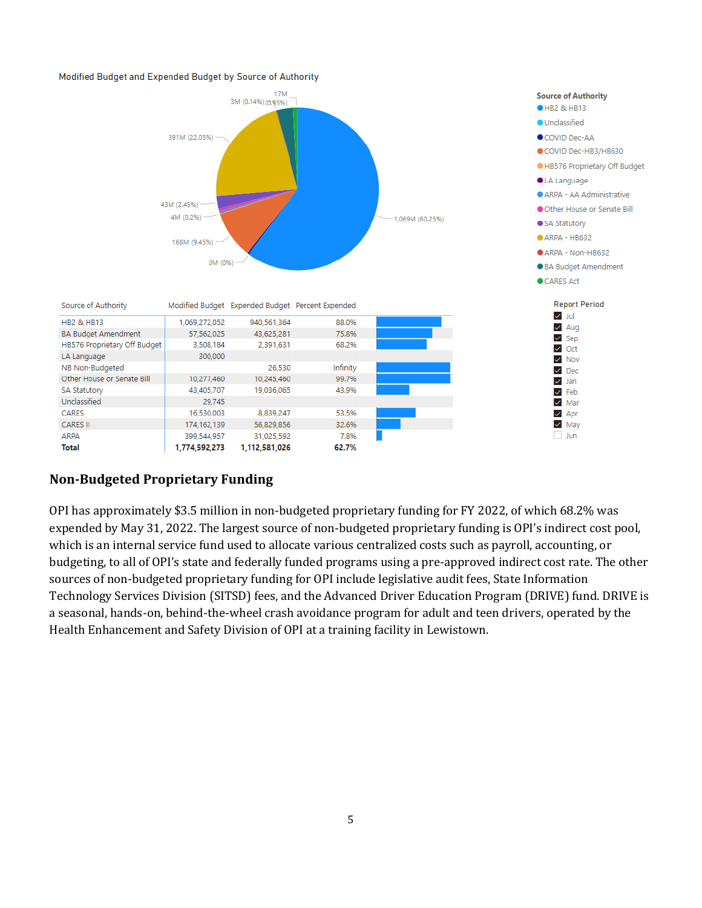Modified Budget and Expended Budget by Source of Authority

Source of Authority
- HB2 & HB13
- Unclassified
- COVID Dec-AA
- COVID Dec-HB3/HB630
- HB576 Proprietary Off Budget
- LA Language
- ARPA - AA Administrative
- Other House or Senate Bill
- SA Statutory
- ARPA - HB632
- ARPA - Non-HB632
- BA Budget Amendment
- CARES Act

Report Period
- [x] Jul
- [x] Aug
- [x] Sep
- [x] Oct
- [x] Nov
- [x] Dec
- [x] Jan
- [x] Feb
- [x] Mar
- [x] Apr
- [x] May
- [ ] Jun

| Source of Authority | Modified Budget | Expended Budget | Percent Expended |
|---|---|---|---|
| HB2 & HB13 | 1,069,272,052 | 940,561,364 | 88.0% |
| BA Budget Amendment | 57,562,025 | 43,625,281 | 75.8% |
| HB576 Proprietary Off Budget | 3,508,184 | 2,391,631 | 68.2% |
| LA Language | 300,000 | | |
| NB Non-Budgeted | | 26,530 | Infinity |
| Other House or Senate Bill | 10,277,460 | 10,245,460 | 99.7% |
| SA Statutory | 43,405,707 | 19,036,065 | 43.9% |
| Unclassified | 29,745 | | |
| CARES | 16,530,003 | 8,839,247 | 53.5% |
| CARES II | 174,162,139 | 56,829,856 | 32.6% |
| ARPA | 399,544,957 | 31,025,592 | 7.8% |
| **Total** | **1,774,592,273** | **1,112,581,026** | **62.7%** |

## Non-Budgeted Proprietary Funding

OPI has approximately $3.5 million in non-budgeted proprietary funding for FY 2022, of which 68.2% was expended by May 31, 2022. The largest source of non-budgeted proprietary funding is OPI's indirect cost pool, which is an internal service fund used to allocate various centralized costs such as payroll, accounting, or budgeting, to all of OPI's state and federally funded programs using a pre-approved indirect cost rate. The other sources of non-budgeted proprietary funding for OPI include legislative audit fees, State Information Technology Services Division (SITSD) fees, and the Advanced Driver Education Program (DRIVE) fund. DRIVE is a seasonal, hands-on, behind-the-wheel crash avoidance program for adult and teen drivers, operated by the Health Enhancement and Safety Division of OPI at a training facility in Lewistown.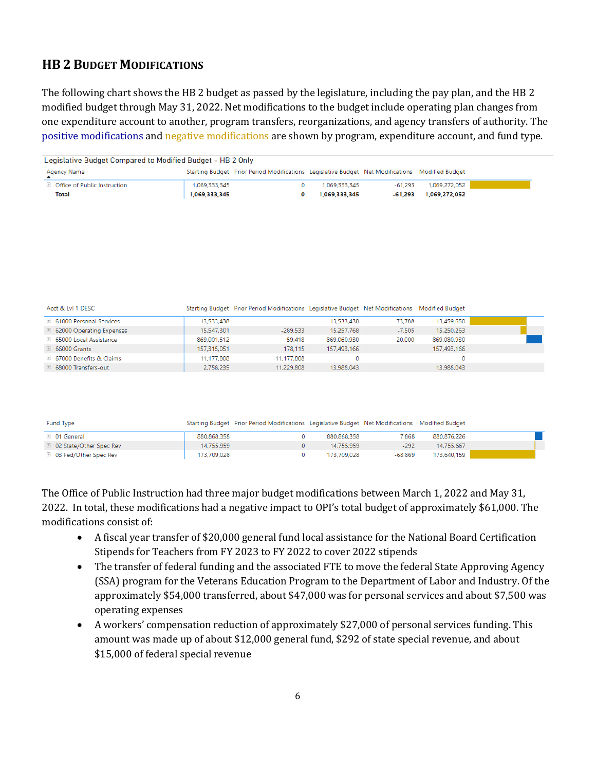## HB 2 BUDGET MODIFICATIONS

The following chart shows the HB 2 budget as passed by the legislature, including the pay plan, and the HB 2 modified budget through May 31, 2022. Net modifications to the budget include operating plan changes from one expenditure account to another, program transfers, reorganizations, and agency transfers of authority. The positive modifications and negative modifications are shown by program, expenditure account, and fund type.

Legislative Budget Compared to Modified Budget - HB 2 Only

| Agency Name | Starting Budget | Prior Period Modifications | Legislative Budget | Net Modifications | Modified Budget |
|---|---|---|---|---|---|
| Office of Public Instruction | 1,069,333,345 | 0 | 1,069,333,345 | -61,293 | 1,069,272,052 |
| **Total** | **1,069,333,345** | **0** | **1,069,333,345** | **-61,293** | **1,069,272,052** |

| Acct & Lvl 1 DESC | Starting Budget | Prior Period Modifications | Legislative Budget | Net Modifications | Modified Budget |
|---|---|---|---|---|---|
| 61000 Personal Services | 13,533,438 | | 13,533,438 | -73,788 | 13,459,650 |
| 62000 Operating Expenses | 15,547,301 | -289,533 | 15,257,768 | -7,505 | 15,250,263 |
| 65000 Local Assistance | 869,001,512 | 59,418 | 869,060,930 | 20,000 | 869,080,930 |
| 66000 Grants | 157,315,051 | 178,115 | 157,493,166 | | 157,493,166 |
| 67000 Benefits & Claims | 11,177,808 | -11,177,808 | 0 | | 0 |
| 68000 Transfers-out | 2,758,235 | 11,229,808 | 13,988,043 | | 13,988,043 |

| Fund Type | Starting Budget | Prior Period Modifications | Legislative Budget | Net Modifications | Modified Budget |
|---|---|---|---|---|---|
| 01 General | 880,868,358 | 0 | 880,868,358 | 7,868 | 880,876,226 |
| 02 State/Other Spec Rev | 14,755,959 | 0 | 14,755,959 | -292 | 14,755,667 |
| 03 Fed/Other Spec Rev | 173,709,028 | 0 | 173,709,028 | -68,869 | 173,640,159 |

The Office of Public Instruction had three major budget modifications between March 1, 2022 and May 31, 2022. In total, these modifications had a negative impact to OPI's total budget of approximately $61,000. The modifications consist of:

- A fiscal year transfer of $20,000 general fund local assistance for the National Board Certification Stipends for Teachers from FY 2023 to FY 2022 to cover 2022 stipends
- The transfer of federal funding and the associated FTE to move the federal State Approving Agency (SSA) program for the Veterans Education Program to the Department of Labor and Industry. Of the approximately $54,000 transferred, about $47,000 was for personal services and about $7,500 was operating expenses
- A workers' compensation reduction of approximately $27,000 of personal services funding. This amount was made up of about $12,000 general fund, $292 of state special revenue, and about $15,000 of federal special revenue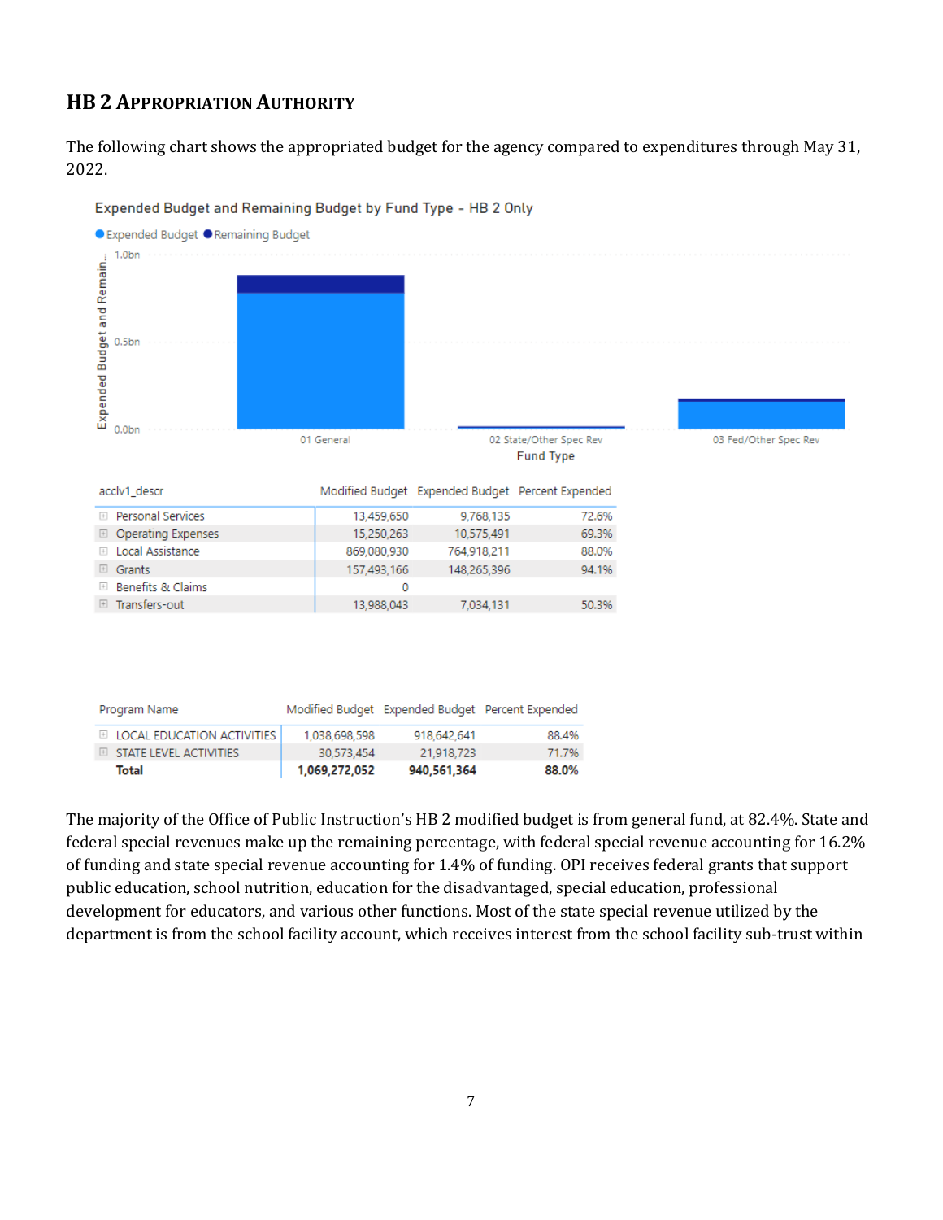## HB 2 Appropriation Authority

The following chart shows the appropriated budget for the agency compared to expenditures through May 31, 2022.

Expended Budget and Remaining Budget by Fund Type - HB 2 Only

| acclv1_descr | Modified Budget | Expended Budget | Percent Expended |
|---|---|---|---|
| Personal Services | 13,459,650 | 9,768,135 | 72.6% |
| Operating Expenses | 15,250,263 | 10,575,491 | 69.3% |
| Local Assistance | 869,080,930 | 764,918,211 | 88.0% |
| Grants | 157,493,166 | 148,265,396 | 94.1% |
| Benefits & Claims | 0 | | |
| Transfers-out | 13,988,043 | 7,034,131 | 50.3% |

| Program Name | Modified Budget | Expended Budget | Percent Expended |
|---|---|---|---|
| LOCAL EDUCATION ACTIVITIES | 1,038,698,598 | 918,642,641 | 88.4% |
| STATE LEVEL ACTIVITIES | 30,573,454 | 21,918,723 | 71.7% |
| **Total** | **1,069,272,052** | **940,561,364** | **88.0%** |

The majority of the Office of Public Instruction's HB 2 modified budget is from general fund, at 82.4%. State and federal special revenues make up the remaining percentage, with federal special revenue accounting for 16.2% of funding and state special revenue accounting for 1.4% of funding. OPI receives federal grants that support public education, school nutrition, education for the disadvantaged, special education, professional development for educators, and various other functions. Most of the state special revenue utilized by the department is from the school facility account, which receives interest from the school facility sub-trust within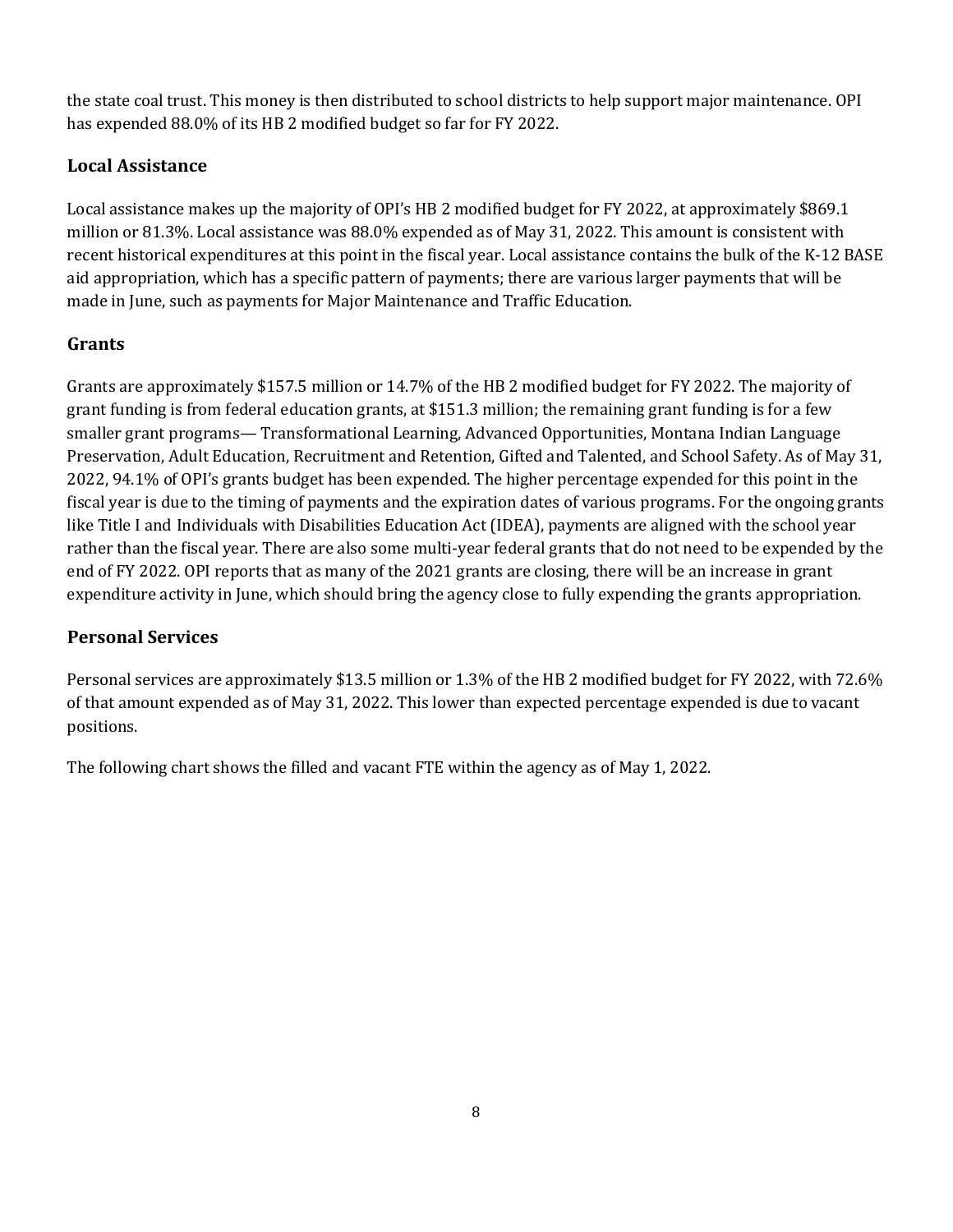the state coal trust. This money is then distributed to school districts to help support major maintenance. OPI has expended 88.0% of its HB 2 modified budget so far for FY 2022.

### Local Assistance

Local assistance makes up the majority of OPI's HB 2 modified budget for FY 2022, at approximately $869.1 million or 81.3%. Local assistance was 88.0% expended as of May 31, 2022. This amount is consistent with recent historical expenditures at this point in the fiscal year. Local assistance contains the bulk of the K-12 BASE aid appropriation, which has a specific pattern of payments; there are various larger payments that will be made in June, such as payments for Major Maintenance and Traffic Education.

### Grants

Grants are approximately $157.5 million or 14.7% of the HB 2 modified budget for FY 2022. The majority of grant funding is from federal education grants, at $151.3 million; the remaining grant funding is for a few smaller grant programs— Transformational Learning, Advanced Opportunities, Montana Indian Language Preservation, Adult Education, Recruitment and Retention, Gifted and Talented, and School Safety. As of May 31, 2022, 94.1% of OPI's grants budget has been expended. The higher percentage expended for this point in the fiscal year is due to the timing of payments and the expiration dates of various programs. For the ongoing grants like Title I and Individuals with Disabilities Education Act (IDEA), payments are aligned with the school year rather than the fiscal year. There are also some multi-year federal grants that do not need to be expended by the end of FY 2022. OPI reports that as many of the 2021 grants are closing, there will be an increase in grant expenditure activity in June, which should bring the agency close to fully expending the grants appropriation.

### Personal Services

Personal services are approximately $13.5 million or 1.3% of the HB 2 modified budget for FY 2022, with 72.6% of that amount expended as of May 31, 2022. This lower than expected percentage expended is due to vacant positions.

The following chart shows the filled and vacant FTE within the agency as of May 1, 2022.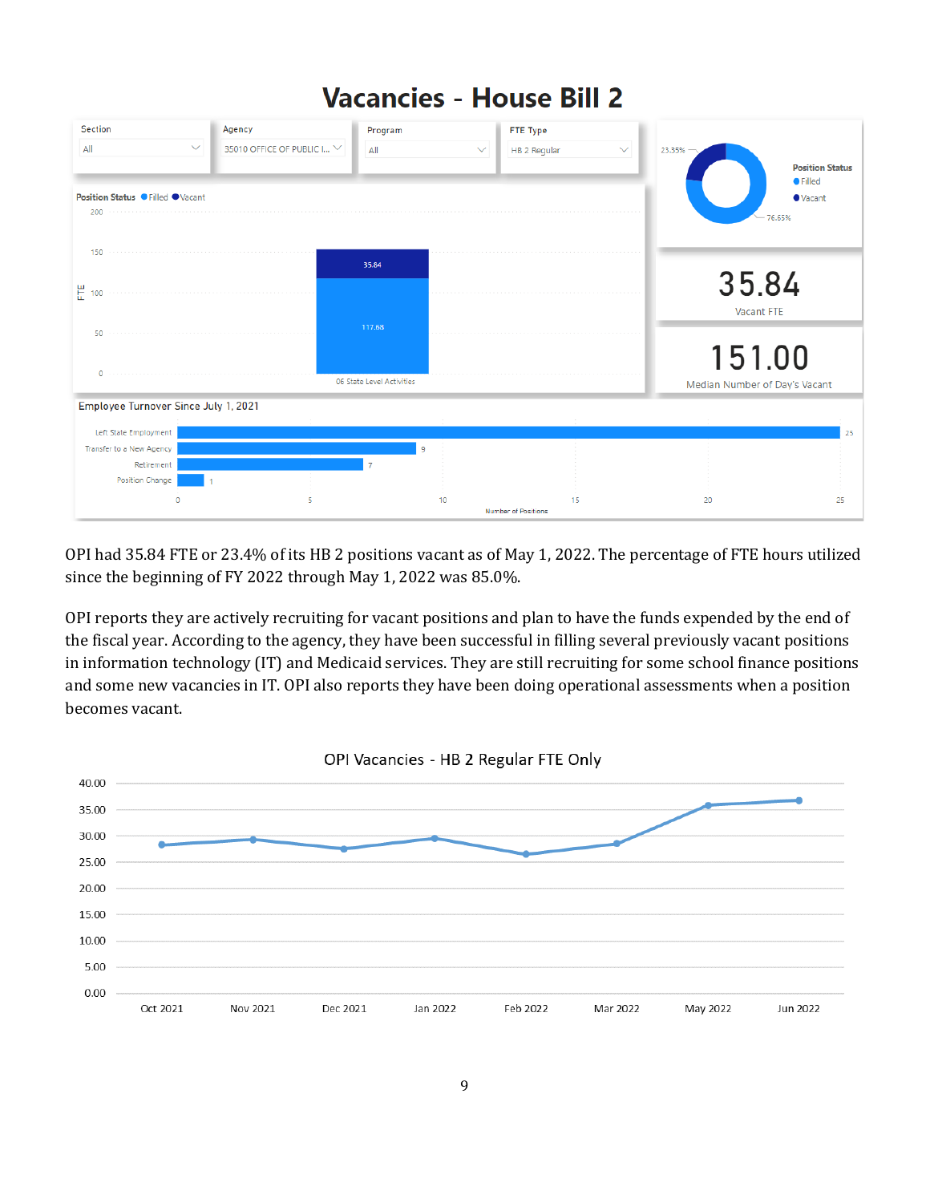# Vacancies - House Bill 2

| Section | Agency | Program | FTE Type |
| --- | --- | --- | --- |
| All | 35010 OFFICE OF PUBLIC I... | All | HB 2 Regular |

Position Status: Filled 76.65%, Vacant 23.35%

Position Status (FTE) — 06 State Level Activities: Filled 117.68, Vacant 35.84

**35.84** Vacant FTE

**151.00** Median Number of Day's Vacant

Employee Turnover Since July 1, 2021

| Reason | Number of Positions |
| --- | --- |
| Left State Employment | 25 |
| Transfer to a New Agency | 9 |
| Retirement | 7 |
| Position Change | 1 |

OPI had 35.84 FTE or 23.4% of its HB 2 positions vacant as of May 1, 2022. The percentage of FTE hours utilized since the beginning of FY 2022 through May 1, 2022 was 85.0%.

OPI reports they are actively recruiting for vacant positions and plan to have the funds expended by the end of the fiscal year. According to the agency, they have been successful in filling several previously vacant positions in information technology (IT) and Medicaid services. They are still recruiting for some school finance positions and some new vacancies in IT. OPI also reports they have been doing operational assessments when a position becomes vacant.

OPI Vacancies - HB 2 Regular FTE Only

(Line chart, monthly vacant FTE, Oct 2021 through Jun 2022; y-axis 0.00 to 40.00)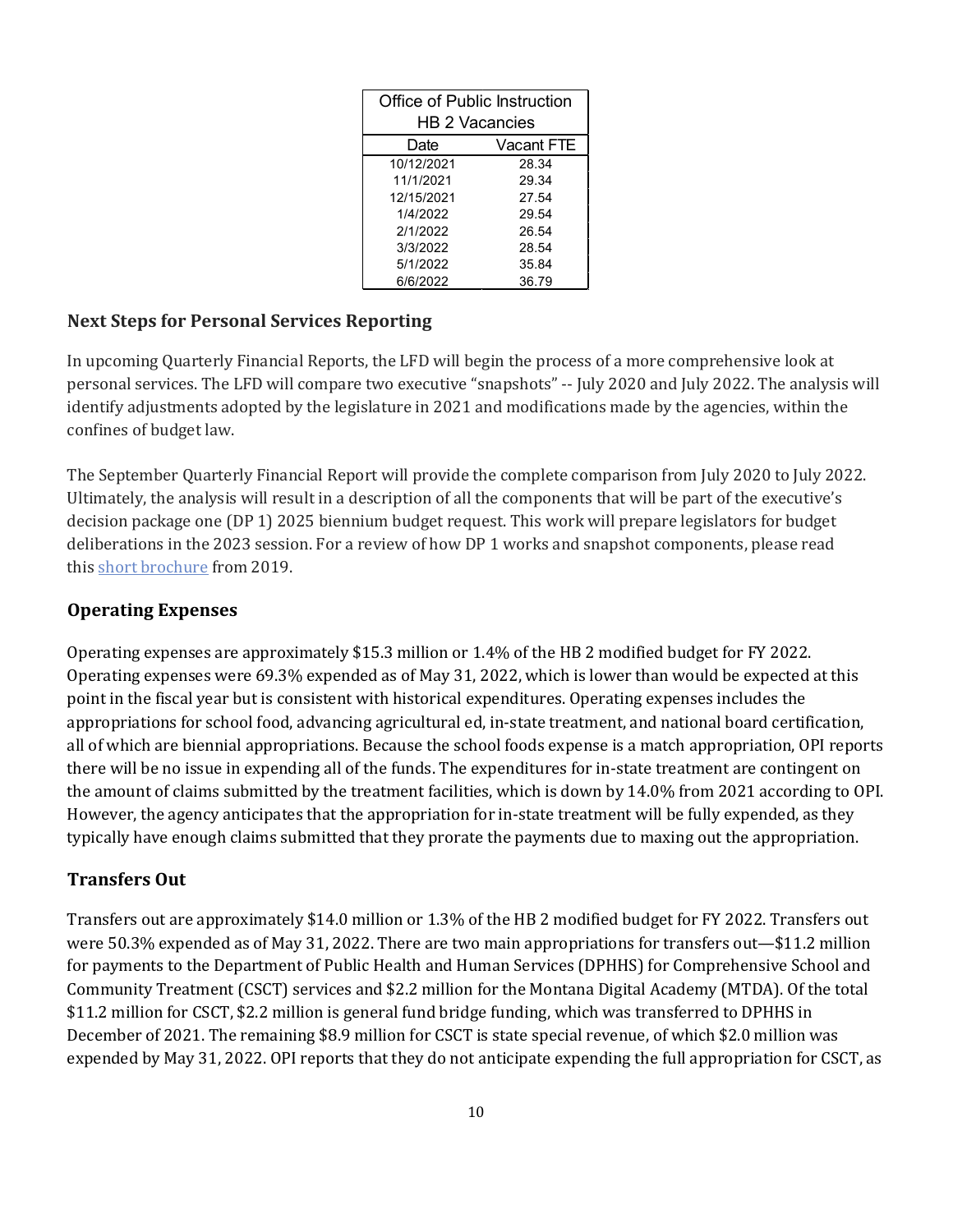| Office of Public Instruction HB 2 Vacancies | |
|---|---|
| Date | Vacant FTE |
| 10/12/2021 | 28.34 |
| 11/1/2021 | 29.34 |
| 12/15/2021 | 27.54 |
| 1/4/2022 | 29.54 |
| 2/1/2022 | 26.54 |
| 3/3/2022 | 28.54 |
| 5/1/2022 | 35.84 |
| 6/6/2022 | 36.79 |

### Next Steps for Personal Services Reporting

In upcoming Quarterly Financial Reports, the LFD will begin the process of a more comprehensive look at personal services. The LFD will compare two executive "snapshots" -- July 2020 and July 2022. The analysis will identify adjustments adopted by the legislature in 2021 and modifications made by the agencies, within the confines of budget law.

The September Quarterly Financial Report will provide the complete comparison from July 2020 to July 2022. Ultimately, the analysis will result in a description of all the components that will be part of the executive's decision package one (DP 1) 2025 biennium budget request. This work will prepare legislators for budget deliberations in the 2023 session. For a review of how DP 1 works and snapshot components, please read this short brochure from 2019.

### Operating Expenses

Operating expenses are approximately $15.3 million or 1.4% of the HB 2 modified budget for FY 2022. Operating expenses were 69.3% expended as of May 31, 2022, which is lower than would be expected at this point in the fiscal year but is consistent with historical expenditures. Operating expenses includes the appropriations for school food, advancing agricultural ed, in-state treatment, and national board certification, all of which are biennial appropriations. Because the school foods expense is a match appropriation, OPI reports there will be no issue in expending all of the funds. The expenditures for in-state treatment are contingent on the amount of claims submitted by the treatment facilities, which is down by 14.0% from 2021 according to OPI. However, the agency anticipates that the appropriation for in-state treatment will be fully expended, as they typically have enough claims submitted that they prorate the payments due to maxing out the appropriation.

### Transfers Out

Transfers out are approximately $14.0 million or 1.3% of the HB 2 modified budget for FY 2022. Transfers out were 50.3% expended as of May 31, 2022. There are two main appropriations for transfers out—$11.2 million for payments to the Department of Public Health and Human Services (DPHHS) for Comprehensive School and Community Treatment (CSCT) services and $2.2 million for the Montana Digital Academy (MTDA). Of the total $11.2 million for CSCT, $2.2 million is general fund bridge funding, which was transferred to DPHHS in December of 2021. The remaining $8.9 million for CSCT is state special revenue, of which $2.0 million was expended by May 31, 2022. OPI reports that they do not anticipate expending the full appropriation for CSCT, as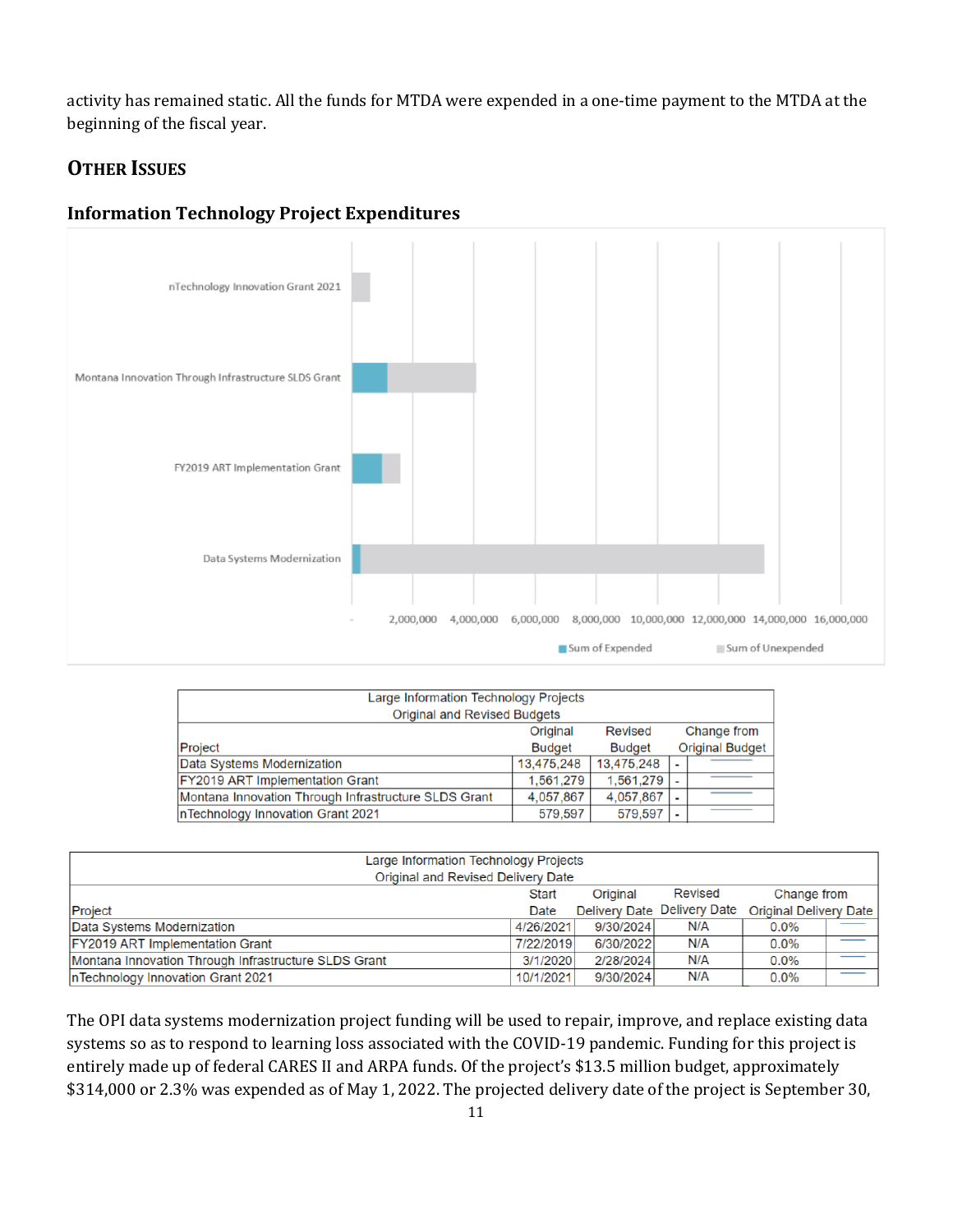activity has remained static. All the funds for MTDA were expended in a one-time payment to the MTDA at the beginning of the fiscal year.

## OTHER ISSUES

### Information Technology Project Expenditures

| Large Information Technology Projects<br>Original and Revised Budgets | | | |
|---|---|---|---|
| Project | Original Budget | Revised Budget | Change from Original Budget |
| Data Systems Modernization | 13,475,248 | 13,475,248 | - |
| FY2019 ART Implementation Grant | 1,561,279 | 1,561,279 | - |
| Montana Innovation Through Infrastructure SLDS Grant | 4,057,867 | 4,057,867 | - |
| nTechnology Innovation Grant 2021 | 579,597 | 579,597 | - |

| Large Information Technology Projects<br>Original and Revised Delivery Date | | | | |
|---|---|---|---|---|
| Project | Start Date | Original Delivery Date | Revised Delivery Date | Change from Original Delivery Date |
| Data Systems Modernization | 4/26/2021 | 9/30/2024 | N/A | 0.0% |
| FY2019 ART Implementation Grant | 7/22/2019 | 6/30/2022 | N/A | 0.0% |
| Montana Innovation Through Infrastructure SLDS Grant | 3/1/2020 | 2/28/2024 | N/A | 0.0% |
| nTechnology Innovation Grant 2021 | 10/1/2021 | 9/30/2024 | N/A | 0.0% |

The OPI data systems modernization project funding will be used to repair, improve, and replace existing data systems so as to respond to learning loss associated with the COVID-19 pandemic. Funding for this project is entirely made up of federal CARES II and ARPA funds. Of the project's $13.5 million budget, approximately $314,000 or 2.3% was expended as of May 1, 2022. The projected delivery date of the project is September 30,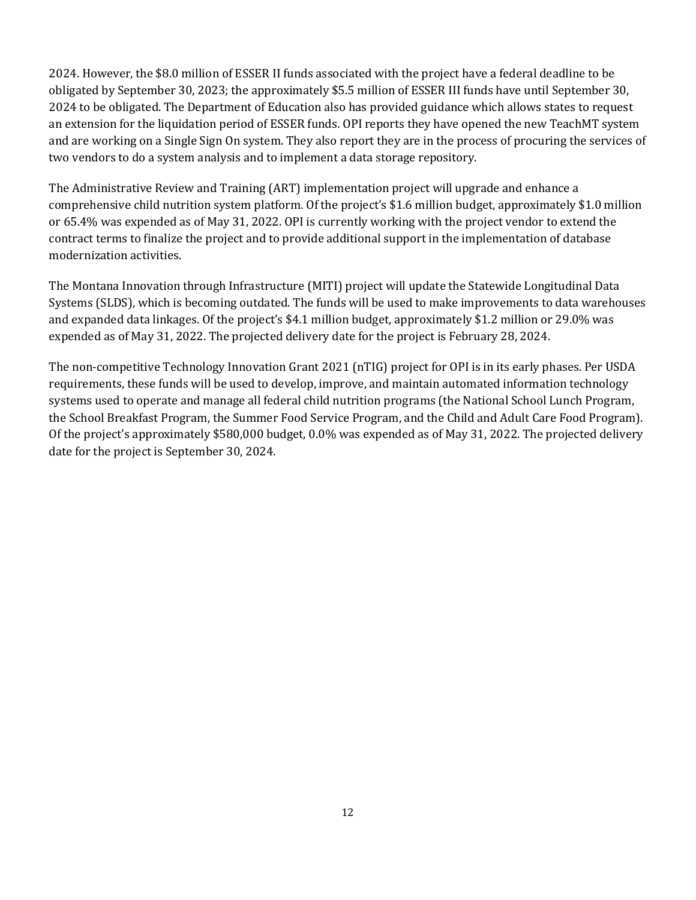2024. However, the $8.0 million of ESSER II funds associated with the project have a federal deadline to be obligated by September 30, 2023; the approximately $5.5 million of ESSER III funds have until September 30, 2024 to be obligated. The Department of Education also has provided guidance which allows states to request an extension for the liquidation period of ESSER funds. OPI reports they have opened the new TeachMT system and are working on a Single Sign On system. They also report they are in the process of procuring the services of two vendors to do a system analysis and to implement a data storage repository.

The Administrative Review and Training (ART) implementation project will upgrade and enhance a comprehensive child nutrition system platform. Of the project's $1.6 million budget, approximately $1.0 million or 65.4% was expended as of May 31, 2022. OPI is currently working with the project vendor to extend the contract terms to finalize the project and to provide additional support in the implementation of database modernization activities.

The Montana Innovation through Infrastructure (MITI) project will update the Statewide Longitudinal Data Systems (SLDS), which is becoming outdated. The funds will be used to make improvements to data warehouses and expanded data linkages. Of the project's $4.1 million budget, approximately $1.2 million or 29.0% was expended as of May 31, 2022. The projected delivery date for the project is February 28, 2024.

The non-competitive Technology Innovation Grant 2021 (nTIG) project for OPI is in its early phases. Per USDA requirements, these funds will be used to develop, improve, and maintain automated information technology systems used to operate and manage all federal child nutrition programs (the National School Lunch Program, the School Breakfast Program, the Summer Food Service Program, and the Child and Adult Care Food Program). Of the project's approximately $580,000 budget, 0.0% was expended as of May 31, 2022. The projected delivery date for the project is September 30, 2024.